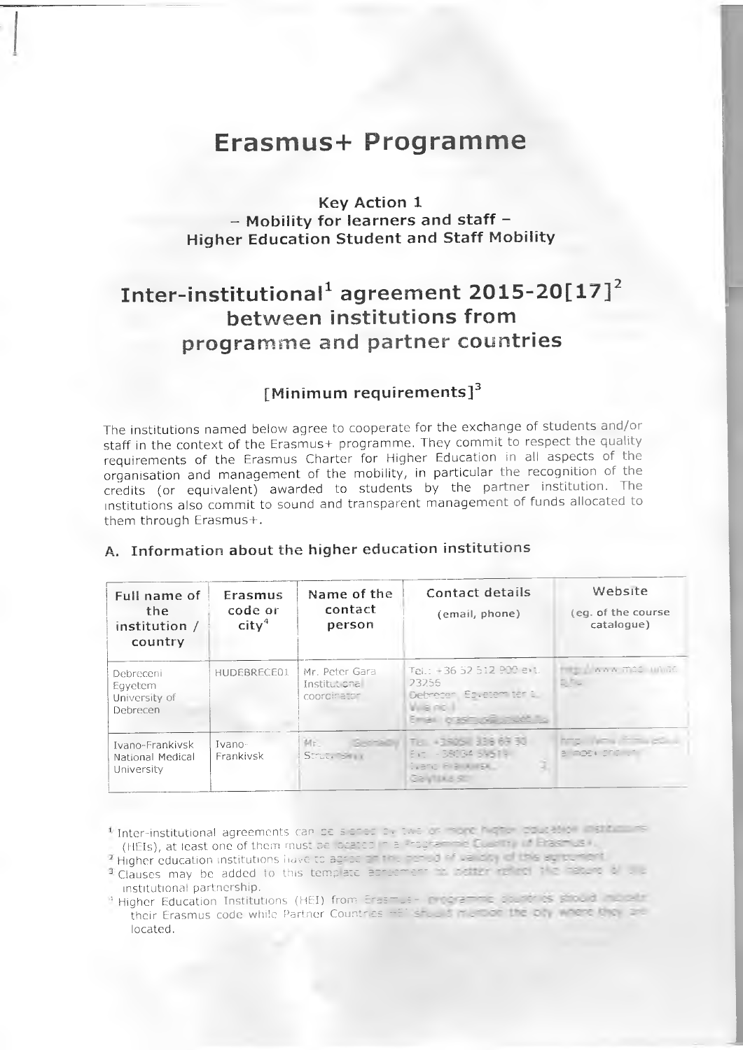# Erasmus+ Programme

### Key Action 1
### – Mobility for learners and staff –
### Higher Education Student and Staff Mobility

## Inter-institutional[1] agreement 2015-20[17][2] between institutions from programme and partner countries

### [Minimum requirements][3]

The institutions named below agree to cooperate for the exchange of students and/or staff in the context of the Erasmus+ programme. They commit to respect the quality requirements of the Erasmus Charter for Higher Education in all aspects of the organisation and management of the mobility, in particular the recognition of the credits (or equivalent) awarded to students by the partner institution. The institutions also commit to sound and transparent management of funds allocated to them through Erasmus+.

### A. Information about the higher education institutions

| Full name of the institution / country | Erasmus code or city[4] | Name of the contact person | Contact details (email, phone) | Website (eg. of the course catalogue) |
|---|---|---|---|---|
| Debreceni Egyetem University of Debrecen | HUDEBRECE01 | Mr. Peter Gara Institutional coordinator | Tel.: +36 52 512 900 ext. 23256 Debrecen, Egyetem tér 1. Wing no. I Email: erasmus@unideb.hu | http://www.mod.unideb.hu |
| Ivano-Frankivsk National Medical University | Ivano-Frankivsk | Mr. Gennadiy Strutynskyy | Tel.: +38(034) 336 69 30 Ext.: +38(034) 59519 Ivano-Frankivsk, 2, Halytska str. | http://www.ifnmu.edu.ua/index.php/en |

[1] Inter-institutional agreements can be signed by two or more higher education institutions (HEIs), at least one of them must be located in a Programme Country of Erasmus+.
[2] Higher education institutions have to agree on the period of validity of this agreement.
[3] Clauses may be added to this template agreement to better reflect the nature of the institutional partnership.
[4] Higher Education Institutions (HEI) from Erasmus+ programme countries should indicate their Erasmus code while Partner Countries HEI should mention the city where they are located.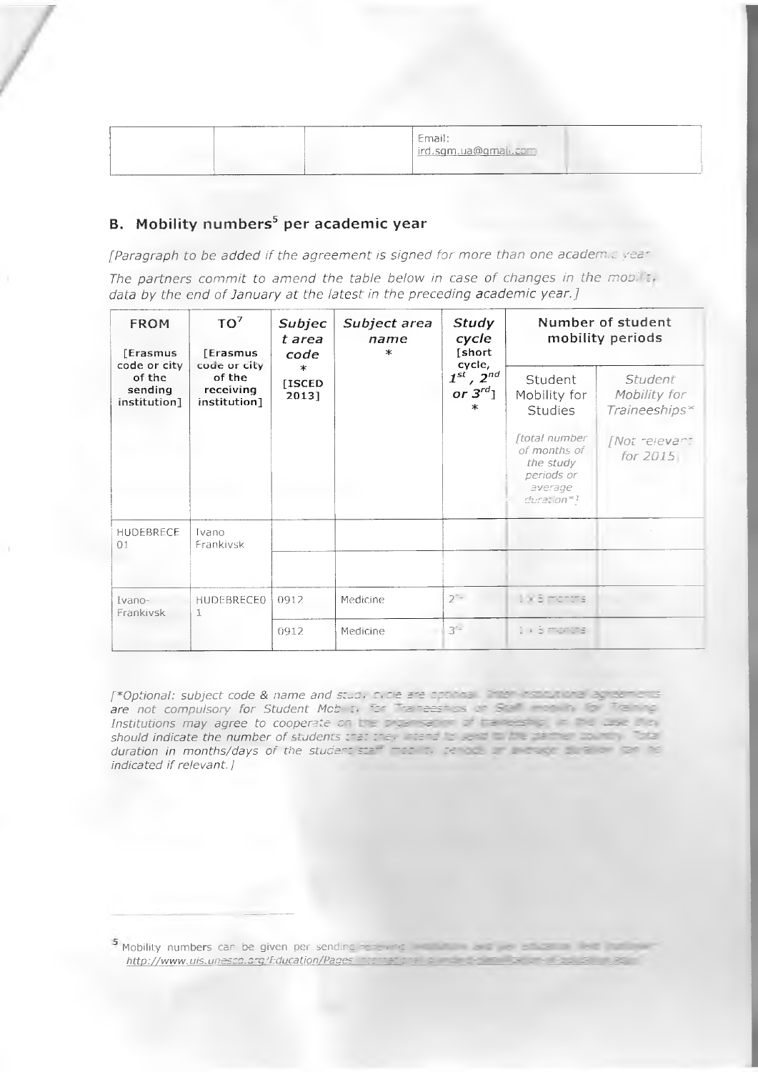| | | | Email: ird.sgm.ua@gmail.com | |
|---|---|---|---|---|

## B. Mobility numbers[5] per academic year

*[Paragraph to be added if the agreement is signed for more than one academic year*

*The partners commit to amend the table below in case of changes in the mobility data by the end of January at the latest in the preceding academic year.]*

| FROM [Erasmus code or city of the sending institution] | TO[7] [Erasmus code or city of the receiving institution] | *Subject area code* * [ISCED 2013] | *Subject area name* * | *Study cycle* [short cycle, $1^{st}$, $2^{nd}$ or $3^{rd}$] * | Number of student mobility periods | |
|---|---|---|---|---|---|---|
| | | | | | Student Mobility for Studies *[total number of months of the study periods or average duration*]* | *Student Mobility for Traineeships* [Not relevant for 2015]* |
| HUDEBRECE 01 | Ivano Frankivsk | | | | | |
| | | | | | | |
| Ivano-Frankivsk | HUDEBRECE01 | 0912 | Medicine | $2^{nd}$ | 1 x 5 months | |
| | | 0912 | Medicine | $3^{rd}$ | 1 x 5 months | |

*[*Optional: subject code & name and study cycle are optional. Inter-institutional agreements are not compulsory for Student Mobility for Traineeships or Staff mobility for Training. Institutions may agree to cooperate on the organisation of traineeships; in this case they should indicate the number of students that they intend to send to the partner country. Total duration in months/days of the student/staff mobility periods or average duration can be indicated if relevant.]*

---

[5] Mobility numbers can be given per sending/receiving institutions and per education field (optional: http://www.uis.unesco.org/Education/Pages/international-standard-classification-of-education.aspx)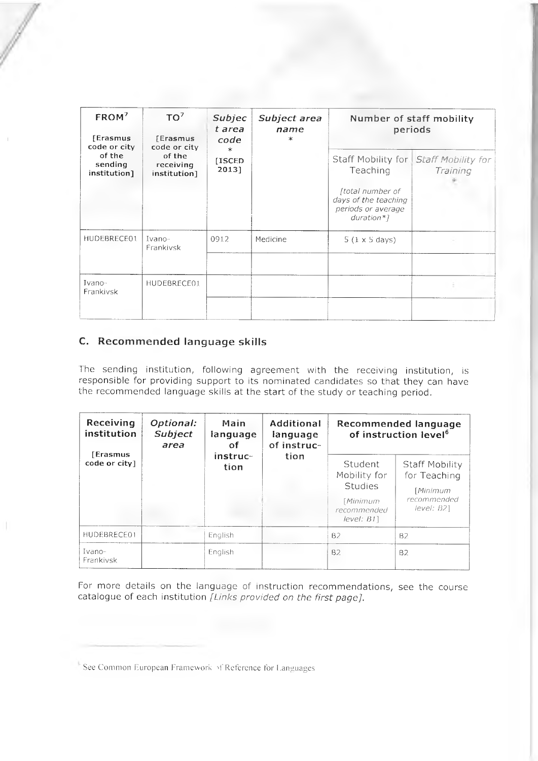| FROM[7] [Erasmus code or city of the sending institution] | TO[7] [Erasmus code or city of the receiving institution] | *Subject area code* * [ISCED 2013] | *Subject area name* * | Number of staff mobility periods | |
|---|---|---|---|---|---|
| | | | | Staff Mobility for Teaching *[total number of days of the teaching periods or average duration*]* | *Staff Mobility for Training* * |
| HUDEBRECE01 | Ivano-Frankivsk | 0912 | Medicine | 5 (1 x 5 days) | |
| | | | | | |
| Ivano-Frankivsk | HUDEBRECE01 | | | | |
| | | | | | |

## C. Recommended language skills

The sending institution, following agreement with the receiving institution, is responsible for providing support to its nominated candidates so that they can have the recommended language skills at the start of the study or teaching period.

| Receiving institution [Erasmus code or city] | *Optional: Subject area* | Main language of instruction | Additional language of instruction | Recommended language of instruction level[6] | |
|---|---|---|---|---|---|
| | | | | Student Mobility for Studies *[Minimum recommended level: B1]* | Staff Mobility for Teaching *[Minimum recommended level: B2]* |
| HUDEBRECE01 | | English | | B2 | B2 |
| Ivano-Frankivsk | | English | | B2 | B2 |

For more details on the language of instruction recommendations, see the course catalogue of each institution *[Links provided on the first page]*.

[6] See Common European Framework of Reference for Languages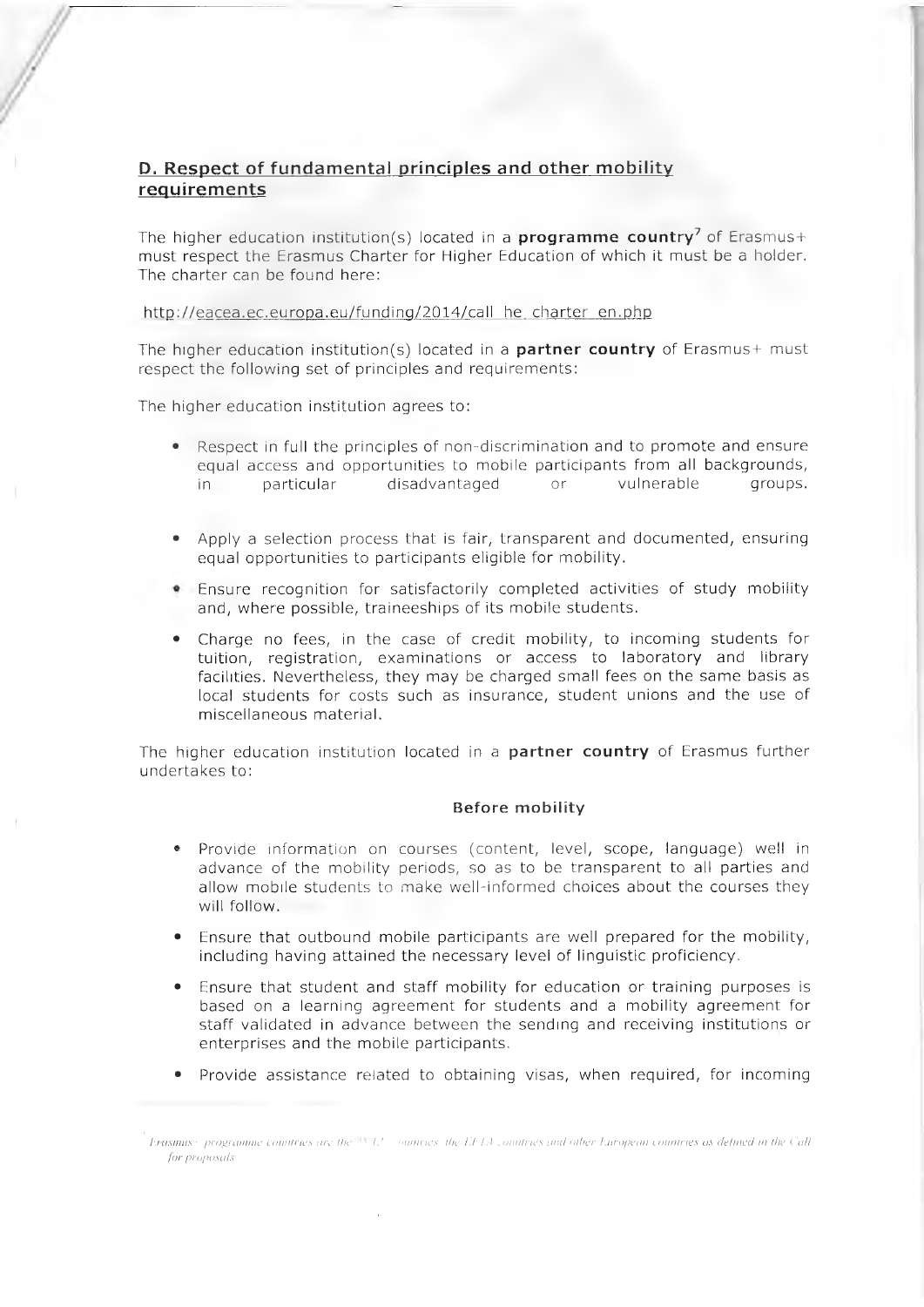## D. Respect of fundamental principles and other mobility requirements

The higher education institution(s) located in a **programme country**[7] of Erasmus+ must respect the Erasmus Charter for Higher Education of which it must be a holder. The charter can be found here:

http://eacea.ec.europa.eu/funding/2014/call_he_charter_en.php

The higher education institution(s) located in a **partner country** of Erasmus+ must respect the following set of principles and requirements:

The higher education institution agrees to:

- Respect in full the principles of non-discrimination and to promote and ensure equal access and opportunities to mobile participants from all backgrounds, in particular disadvantaged or vulnerable groups.
- Apply a selection process that is fair, transparent and documented, ensuring equal opportunities to participants eligible for mobility.
- Ensure recognition for satisfactorily completed activities of study mobility and, where possible, traineeships of its mobile students.
- Charge no fees, in the case of credit mobility, to incoming students for tuition, registration, examinations or access to laboratory and library facilities. Nevertheless, they may be charged small fees on the same basis as local students for costs such as insurance, student unions and the use of miscellaneous material.

The higher education institution located in a **partner country** of Erasmus further undertakes to:

### Before mobility

- Provide information on courses (content, level, scope, language) well in advance of the mobility periods, so as to be transparent to all parties and allow mobile students to make well-informed choices about the courses they will follow.
- Ensure that outbound mobile participants are well prepared for the mobility, including having attained the necessary level of linguistic proficiency.
- Ensure that student and staff mobility for education or training purposes is based on a learning agreement for students and a mobility agreement for staff validated in advance between the sending and receiving institutions or enterprises and the mobile participants.
- Provide assistance related to obtaining visas, when required, for incoming

[7] Erasmus+ programme countries are the EU countries, the EFTA countries and other European countries as defined in the Call for proposals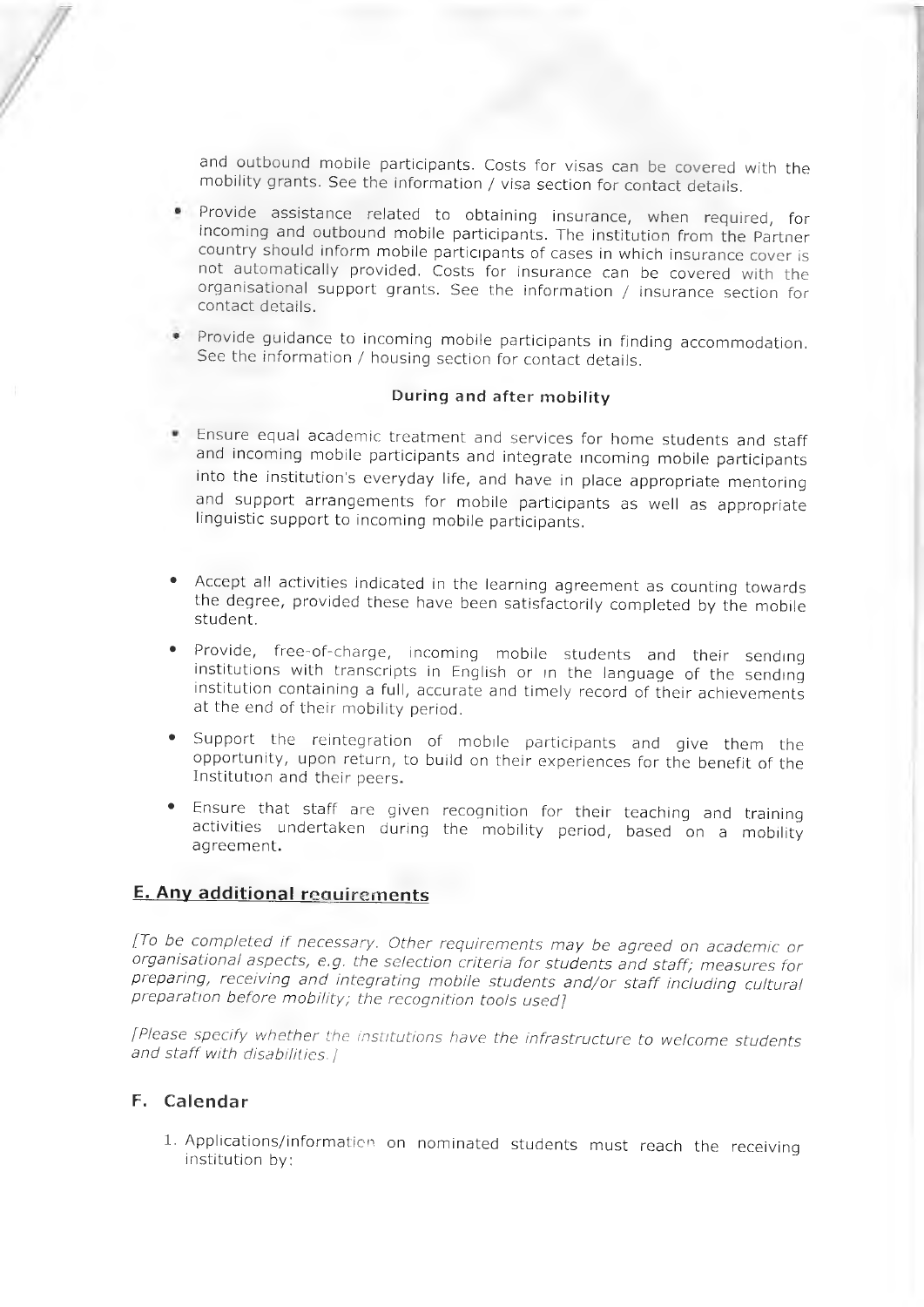and outbound mobile participants. Costs for visas can be covered with the mobility grants. See the information / visa section for contact details.

- Provide assistance related to obtaining insurance, when required, for incoming and outbound mobile participants. The institution from the Partner country should inform mobile participants of cases in which insurance cover is not automatically provided. Costs for insurance can be covered with the organisational support grants. See the information / insurance section for contact details.
- Provide guidance to incoming mobile participants in finding accommodation. See the information / housing section for contact details.

**During and after mobility**

- Ensure equal academic treatment and services for home students and staff and incoming mobile participants and integrate incoming mobile participants into the institution's everyday life, and have in place appropriate mentoring and support arrangements for mobile participants as well as appropriate linguistic support to incoming mobile participants.
- Accept all activities indicated in the learning agreement as counting towards the degree, provided these have been satisfactorily completed by the mobile student.
- Provide, free-of-charge, incoming mobile students and their sending institutions with transcripts in English or in the language of the sending institution containing a full, accurate and timely record of their achievements at the end of their mobility period.
- Support the reintegration of mobile participants and give them the opportunity, upon return, to build on their experiences for the benefit of the Institution and their peers.
- Ensure that staff are given recognition for their teaching and training activities undertaken during the mobility period, based on a mobility agreement.

## E. Any additional requirements

*[To be completed if necessary. Other requirements may be agreed on academic or organisational aspects, e.g. the selection criteria for students and staff; measures for preparing, receiving and integrating mobile students and/or staff including cultural preparation before mobility; the recognition tools used]*

*[Please specify whether the institutions have the infrastructure to welcome students and staff with disabilities.]*

## F. Calendar

1. Applications/information on nominated students must reach the receiving institution by: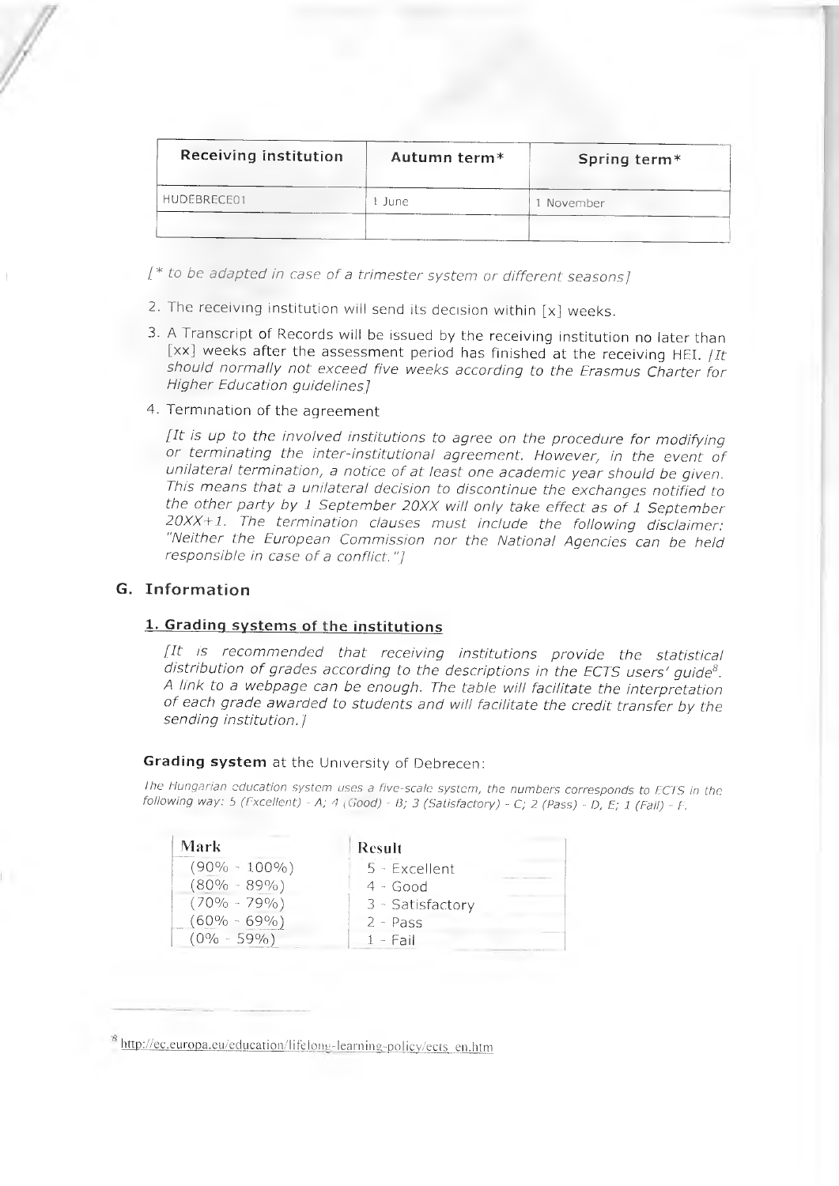| Receiving institution | Autumn term* | Spring term* |
|---|---|---|
| HUDEBRECE01 | 1 June | 1 November |
| | | |

*[* to be adapted in case of a trimester system or different seasons]*

2. The receiving institution will send its decision within [x] weeks.
3. A Transcript of Records will be issued by the receiving institution no later than [xx] weeks after the assessment period has finished at the receiving HEI. *[It should normally not exceed five weeks according to the Erasmus Charter for Higher Education guidelines]*
4. Termination of the agreement

   *[It is up to the involved institutions to agree on the procedure for modifying or terminating the inter-institutional agreement. However, in the event of unilateral termination, a notice of at least one academic year should be given. This means that a unilateral decision to discontinue the exchanges notified to the other party by 1 September 20XX will only take effect as of 1 September 20XX+1. The termination clauses must include the following disclaimer: "Neither the European Commission nor the National Agencies can be held responsible in case of a conflict."]*

## G. Information

### 1. Grading systems of the institutions

*[It is recommended that receiving institutions provide the statistical distribution of grades according to the descriptions in the ECTS users' guide[8]. A link to a webpage can be enough. The table will facilitate the interpretation of each grade awarded to students and will facilitate the credit transfer by the sending institution.]*

**Grading system** at the University of Debrecen:

*The Hungarian education system uses a five-scale system, the numbers corresponds to ECTS in the following way: 5 (Excellent) - A; 4 (Good) - B; 3 (Satisfactory) - C; 2 (Pass) - D, E; 1 (Fail) - F.*

| Mark | Result |
|---|---|
| (90% - 100%) | 5 - Excellent |
| (80% - 89%) | 4 - Good |
| (70% - 79%) | 3 - Satisfactory |
| (60% - 69%) | 2 - Pass |
| (0% - 59%) | 1 - Fail |

[8] http://ec.europa.eu/education/lifelong-learning-policy/ects_en.htm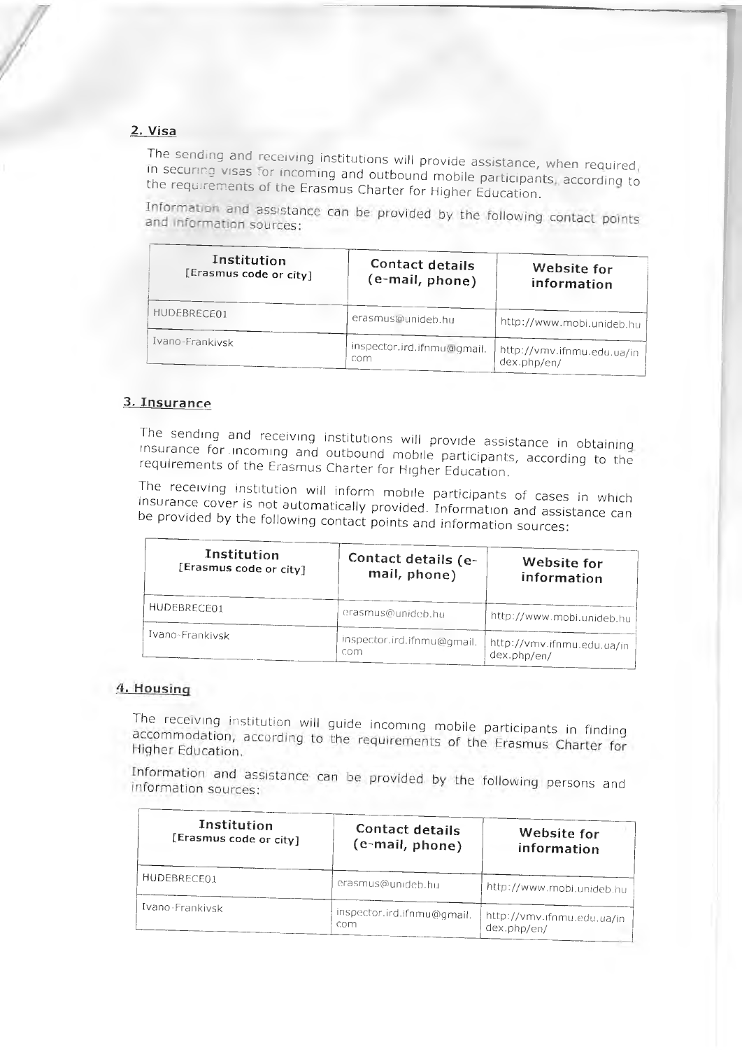## 2. Visa

The sending and receiving institutions will provide assistance, when required, in securing visas for incoming and outbound mobile participants, according to the requirements of the Erasmus Charter for Higher Education.

Information and assistance can be provided by the following contact points and information sources:

| **Institution** [Erasmus code or city] | **Contact details** (e-mail, phone) | **Website for information** |
|---|---|---|
| HUDEBRECE01 | erasmus@unideb.hu | http://www.mobi.unideb.hu |
| Ivano-Frankivsk | inspector.ird.ifnmu@gmail.com | http://vmv.ifnmu.edu.ua/index.php/en/ |

## 3. Insurance

The sending and receiving institutions will provide assistance in obtaining insurance for incoming and outbound mobile participants, according to the requirements of the Erasmus Charter for Higher Education.

The receiving institution will inform mobile participants of cases in which insurance cover is not automatically provided. Information and assistance can be provided by the following contact points and information sources:

| **Institution** [Erasmus code or city] | **Contact details** (e-mail, phone) | **Website for information** |
|---|---|---|
| HUDEBRECE01 | erasmus@unideb.hu | http://www.mobi.unideb.hu |
| Ivano-Frankivsk | inspector.ird.ifnmu@gmail.com | http://vmv.ifnmu.edu.ua/index.php/en/ |

## 4. Housing

The receiving institution will guide incoming mobile participants in finding accommodation, according to the requirements of the Erasmus Charter for Higher Education.

Information and assistance can be provided by the following persons and information sources:

| **Institution** [Erasmus code or city] | **Contact details** (e-mail, phone) | **Website for information** |
|---|---|---|
| HUDEBRECE01 | erasmus@unideb.hu | http://www.mobi.unideb.hu |
| Ivano-Frankivsk | inspector.ird.ifnmu@gmail.com | http://vmv.ifnmu.edu.ua/index.php/en/ |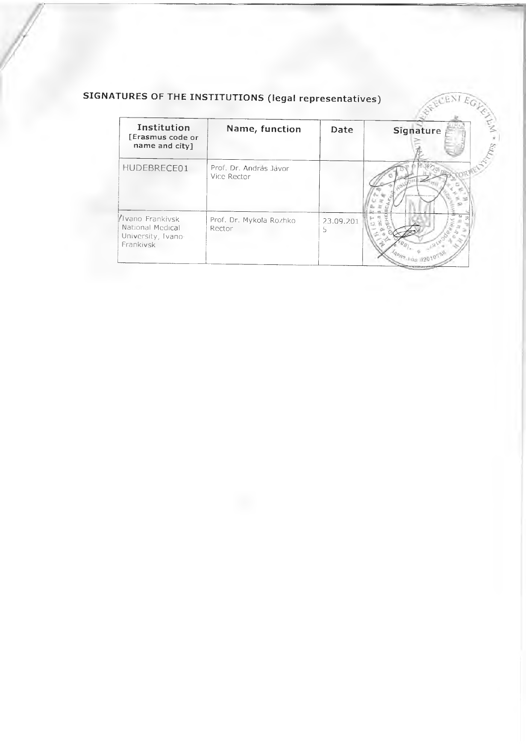## SIGNATURES OF THE INSTITUTIONS (legal representatives)

| Institution [Erasmus code or name and city] | Name, function | Date | Signature |
|---|---|---|---|
| HUDEBRECE01 | Prof. Dr. András Jávor Vice Rector | | |
| Ivano Frankivsk National Medical University, Ivano-Frankivsk | Prof. Dr. Mykola Rozhko Rector | 23.09.2015 | |